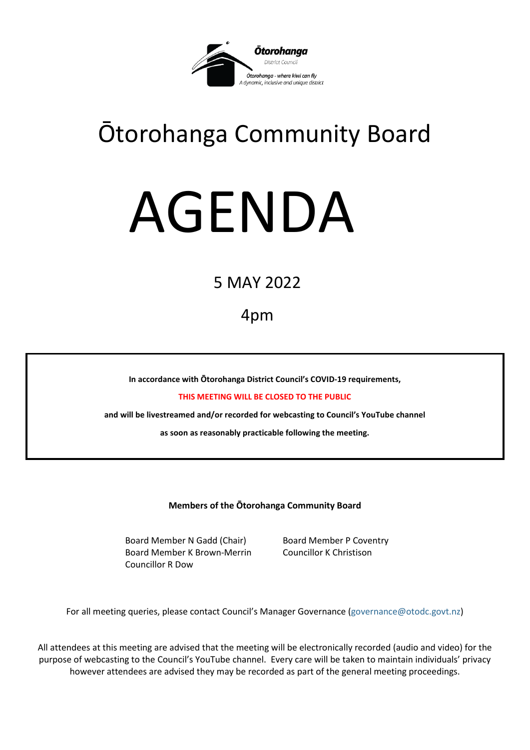Ōtorohanga District Council

Ōtorohanga - where kiwi can fly
A dynamic, inclusive and unique district

# Ōtorohanga Community Board

# AGENDA

## 5 MAY 2022

## 4pm

**In accordance with Ōtorohanga District Council's COVID-19 requirements,**

**THIS MEETING WILL BE CLOSED TO THE PUBLIC**

**and will be livestreamed and/or recorded for webcasting to Council's YouTube channel**

**as soon as reasonably practicable following the meeting.**

**Members of the Ōtorohanga Community Board**

Board Member N Gadd (Chair)
Board Member K Brown-Merrin
Councillor R Dow
Board Member P Coventry
Councillor K Christison

For all meeting queries, please contact Council's Manager Governance (governance@otodc.govt.nz)

All attendees at this meeting are advised that the meeting will be electronically recorded (audio and video) for the purpose of webcasting to the Council's YouTube channel. Every care will be taken to maintain individuals' privacy however attendees are advised they may be recorded as part of the general meeting proceedings.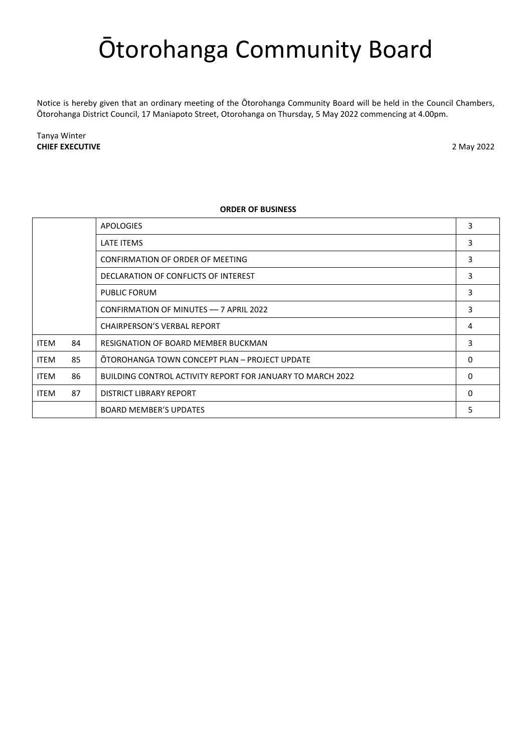# Ōtorohanga Community Board

Notice is hereby given that an ordinary meeting of the Ōtorohanga Community Board will be held in the Council Chambers, Ōtorohanga District Council, 17 Maniapoto Street, Otorohanga on Thursday, 5 May 2022 commencing at 4.00pm.

Tanya Winter
**CHIEF EXECUTIVE**

2 May 2022

**ORDER OF BUSINESS**

| | | | |
|---|---|---|---|
| | | APOLOGIES | 3 |
| | | LATE ITEMS | 3 |
| | | CONFIRMATION OF ORDER OF MEETING | 3 |
| | | DECLARATION OF CONFLICTS OF INTEREST | 3 |
| | | PUBLIC FORUM | 3 |
| | | CONFIRMATION OF MINUTES –– 7 APRIL 2022 | 3 |
| | | CHAIRPERSON'S VERBAL REPORT | 4 |
| ITEM | 84 | RESIGNATION OF BOARD MEMBER BUCKMAN | 3 |
| ITEM | 85 | ŌTOROHANGA TOWN CONCEPT PLAN – PROJECT UPDATE | 0 |
| ITEM | 86 | BUILDING CONTROL ACTIVITY REPORT FOR JANUARY TO MARCH 2022 | 0 |
| ITEM | 87 | DISTRICT LIBRARY REPORT | 0 |
| | | BOARD MEMBER'S UPDATES | 5 |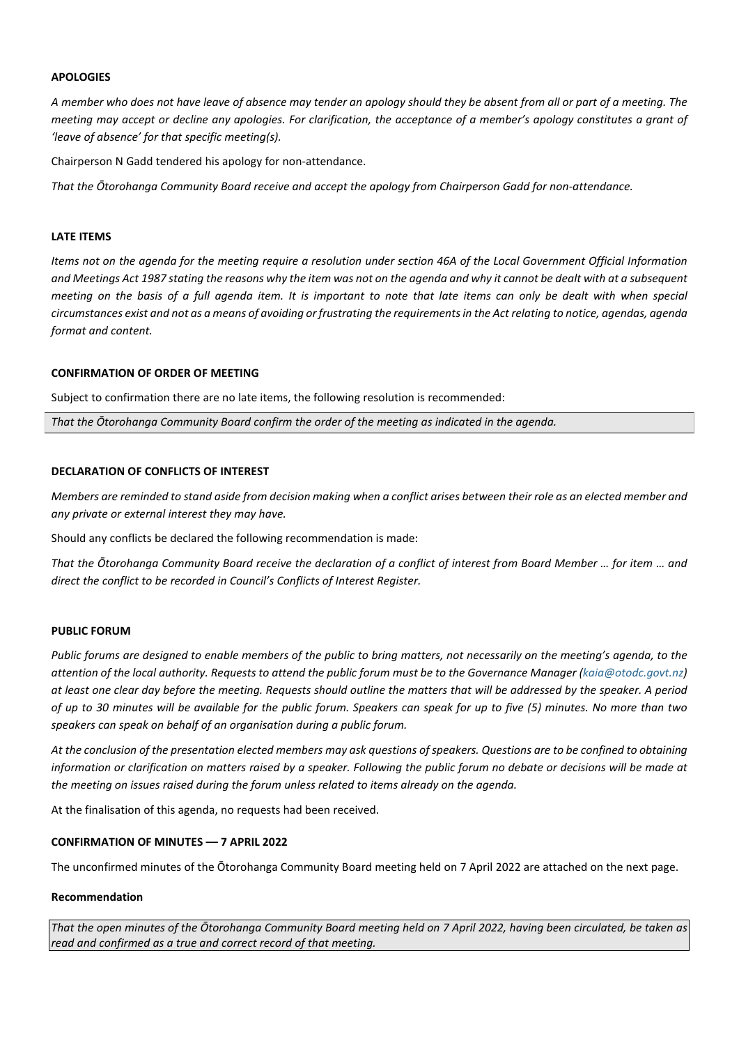**APOLOGIES**

*A member who does not have leave of absence may tender an apology should they be absent from all or part of a meeting. The meeting may accept or decline any apologies. For clarification, the acceptance of a member's apology constitutes a grant of 'leave of absence' for that specific meeting(s).*

Chairperson N Gadd tendered his apology for non-attendance.

*That the Ōtorohanga Community Board receive and accept the apology from Chairperson Gadd for non-attendance.*

**LATE ITEMS**

*Items not on the agenda for the meeting require a resolution under section 46A of the Local Government Official Information and Meetings Act 1987 stating the reasons why the item was not on the agenda and why it cannot be dealt with at a subsequent meeting on the basis of a full agenda item. It is important to note that late items can only be dealt with when special circumstances exist and not as a means of avoiding or frustrating the requirements in the Act relating to notice, agendas, agenda format and content.*

**CONFIRMATION OF ORDER OF MEETING**

Subject to confirmation there are no late items, the following resolution is recommended:

*That the Ōtorohanga Community Board confirm the order of the meeting as indicated in the agenda.*

**DECLARATION OF CONFLICTS OF INTEREST**

*Members are reminded to stand aside from decision making when a conflict arises between their role as an elected member and any private or external interest they may have.*

Should any conflicts be declared the following recommendation is made:

*That the Ōtorohanga Community Board receive the declaration of a conflict of interest from Board Member … for item … and direct the conflict to be recorded in Council's Conflicts of Interest Register.*

**PUBLIC FORUM**

*Public forums are designed to enable members of the public to bring matters, not necessarily on the meeting's agenda, to the attention of the local authority. Requests to attend the public forum must be to the Governance Manager (kaia@otodc.govt.nz) at least one clear day before the meeting. Requests should outline the matters that will be addressed by the speaker. A period of up to 30 minutes will be available for the public forum. Speakers can speak for up to five (5) minutes. No more than two speakers can speak on behalf of an organisation during a public forum.*

*At the conclusion of the presentation elected members may ask questions of speakers. Questions are to be confined to obtaining information or clarification on matters raised by a speaker. Following the public forum no debate or decisions will be made at the meeting on issues raised during the forum unless related to items already on the agenda.*

At the finalisation of this agenda, no requests had been received.

**CONFIRMATION OF MINUTES –– 7 APRIL 2022**

The unconfirmed minutes of the Ōtorohanga Community Board meeting held on 7 April 2022 are attached on the next page.

**Recommendation**

*That the open minutes of the Ōtorohanga Community Board meeting held on 7 April 2022, having been circulated, be taken as read and confirmed as a true and correct record of that meeting.*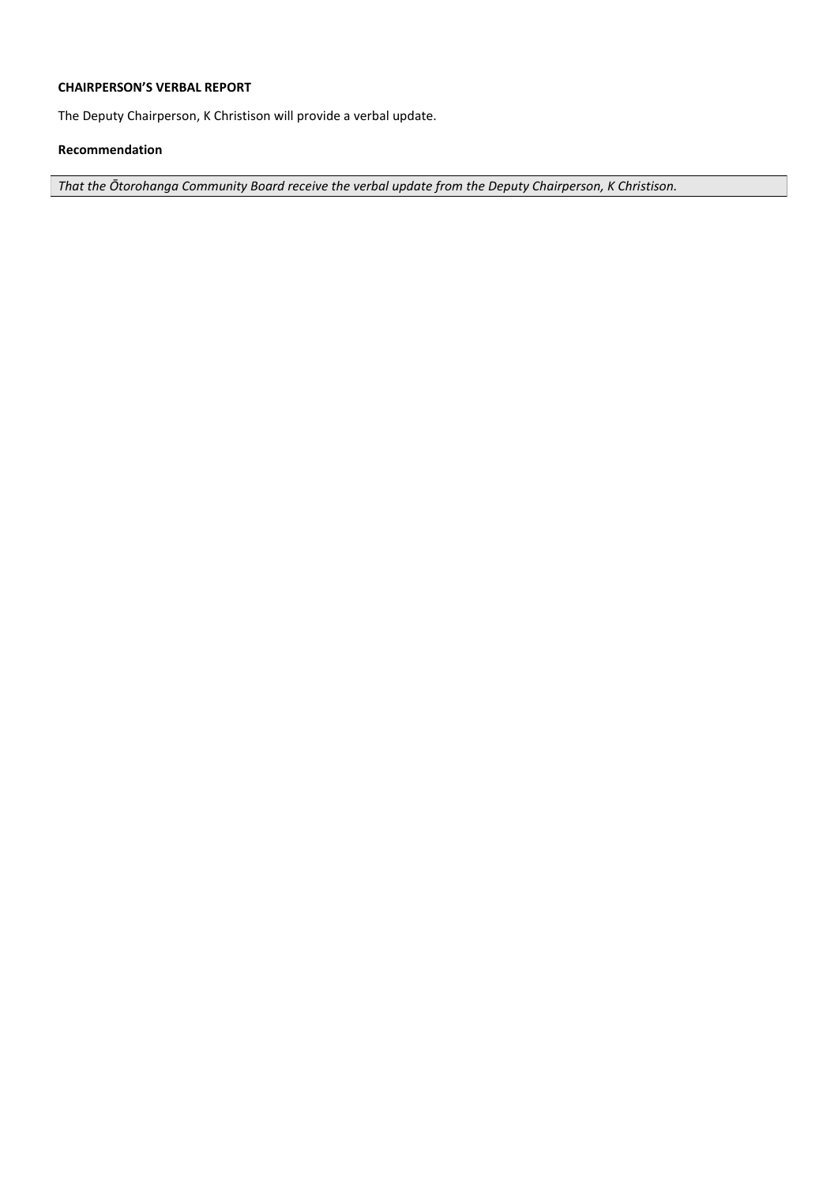**CHAIRPERSON'S VERBAL REPORT**

The Deputy Chairperson, K Christison will provide a verbal update.

**Recommendation**

*That the Ōtorohanga Community Board receive the verbal update from the Deputy Chairperson, K Christison.*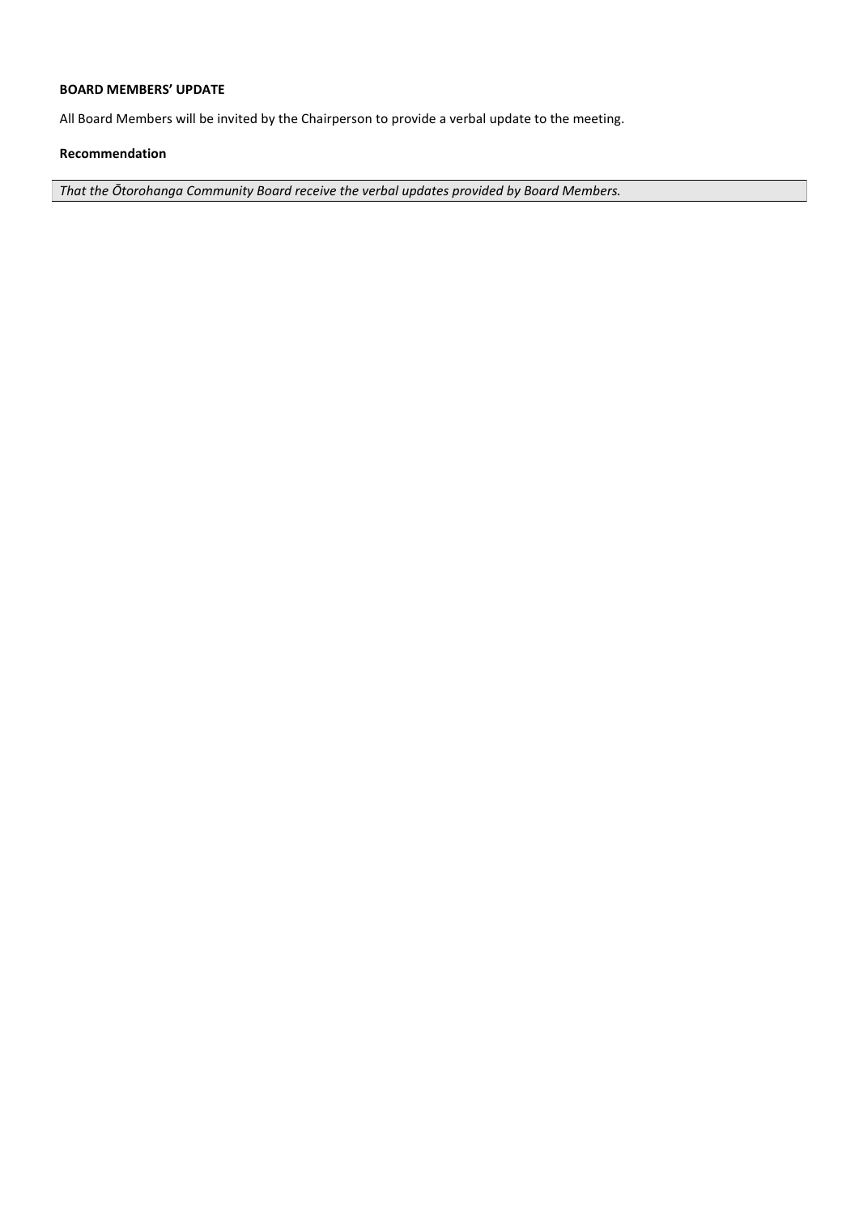**BOARD MEMBERS' UPDATE**

All Board Members will be invited by the Chairperson to provide a verbal update to the meeting.

**Recommendation**

*That the Ōtorohanga Community Board receive the verbal updates provided by Board Members.*